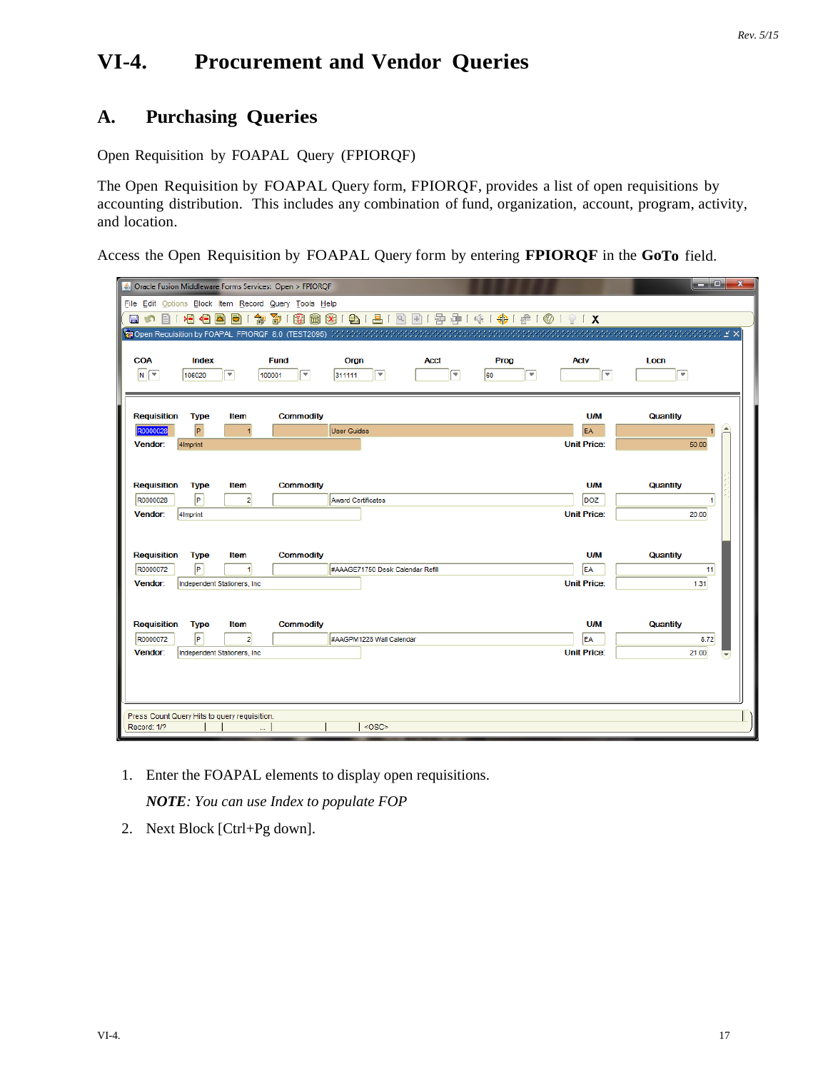# VI-4. Procurement and Vendor Queries

## A. Purchasing Queries

Open Requisition by FOAPAL Query (FPIORQF)

The Open Requisition by FOAPAL Query form, FPIORQF, provides a list of open requisitions by accounting distribution. This includes any combination of fund, organization, account, program, activity, and location.

Access the Open Requisition by FOAPAL Query form by entering **FPIORQF** in the **GoTo** field.

1. Enter the FOAPAL elements to display open requisitions.

   ***NOTE****: You can use Index to populate FOP*

2. Next Block [Ctrl+Pg down].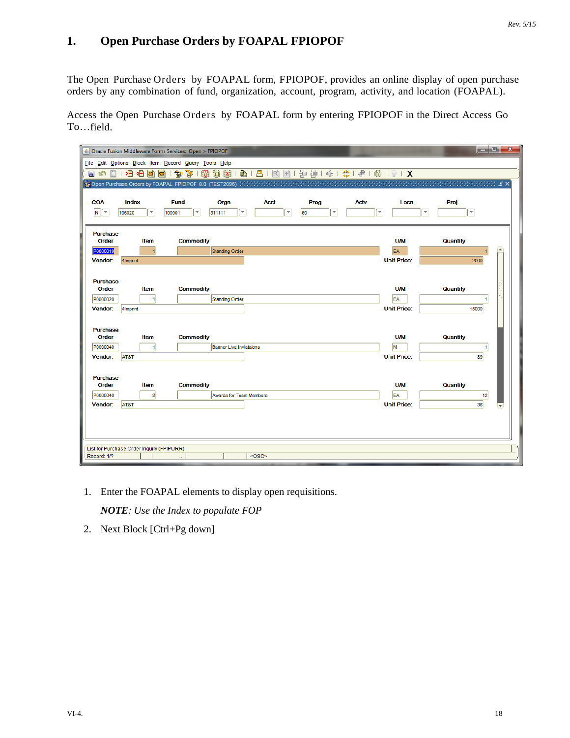# 1. Open Purchase Orders by FOAPAL FPIOPOF

The Open Purchase Orders by FOAPAL form, FPIOPOF, provides an online display of open purchase orders by any combination of fund, organization, account, program, activity, and location (FOAPAL).

Access the Open Purchase Orders by FOAPAL form by entering FPIOPOF in the Direct Access Go To…field.

1. Enter the FOAPAL elements to display open requisitions.

   ***NOTE**: Use the Index to populate FOP*

2. Next Block [Ctrl+Pg down]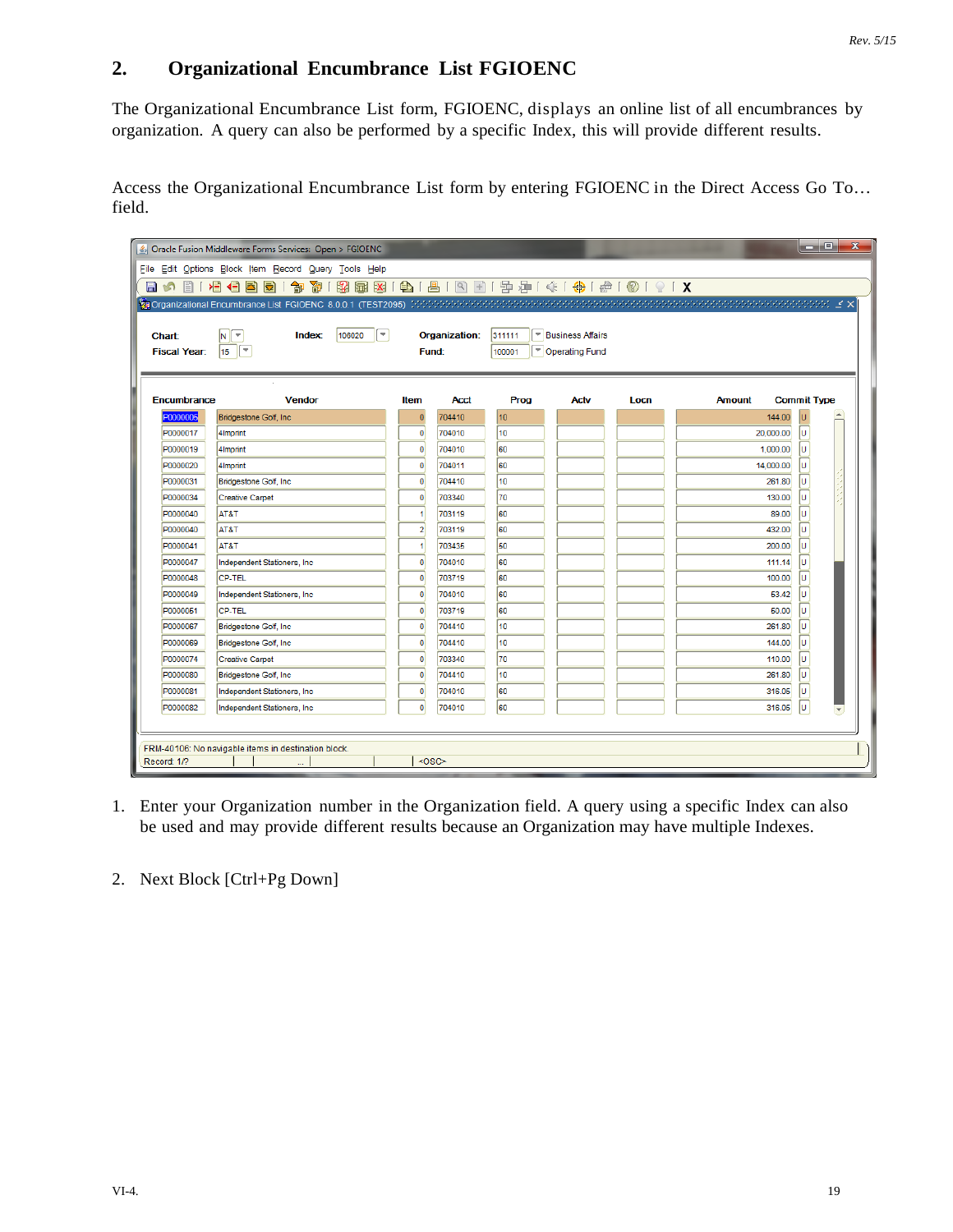## 2. Organizational Encumbrance List FGIOENC

The Organizational Encumbrance List form, FGIOENC, displays an online list of all encumbrances by organization. A query can also be performed by a specific Index, this will provide different results.

Access the Organizational Encumbrance List form by entering FGIOENC in the Direct Access Go To… field.

1. Enter your Organization number in the Organization field. A query using a specific Index can also be used and may provide different results because an Organization may have multiple Indexes.

2. Next Block [Ctrl+Pg Down]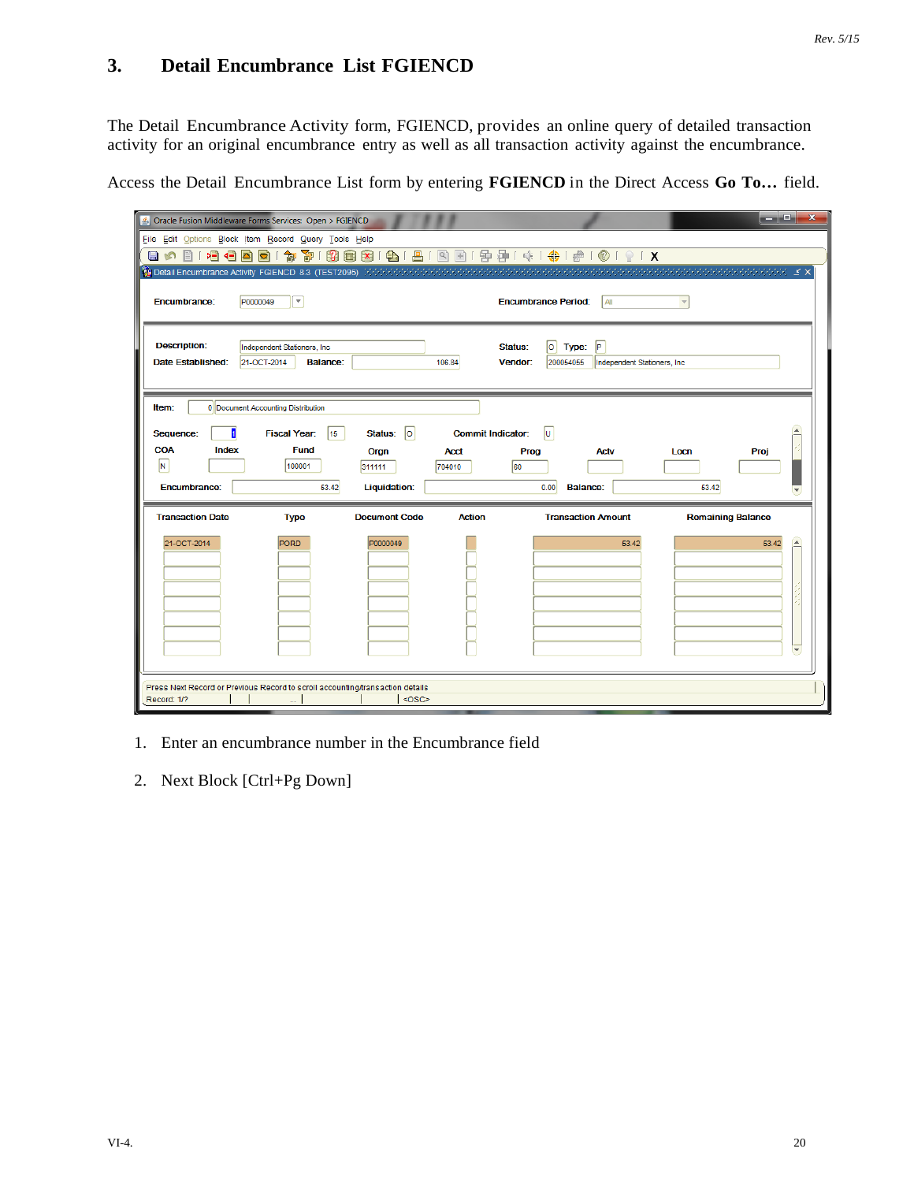## 3. Detail Encumbrance List FGIENCD

The Detail Encumbrance Activity form, FGIENCD, provides an online query of detailed transaction activity for an original encumbrance entry as well as all transaction activity against the encumbrance.

Access the Detail Encumbrance List form by entering **FGIENCD** in the Direct Access **Go To…** field.

1. Enter an encumbrance number in the Encumbrance field
2. Next Block [Ctrl+Pg Down]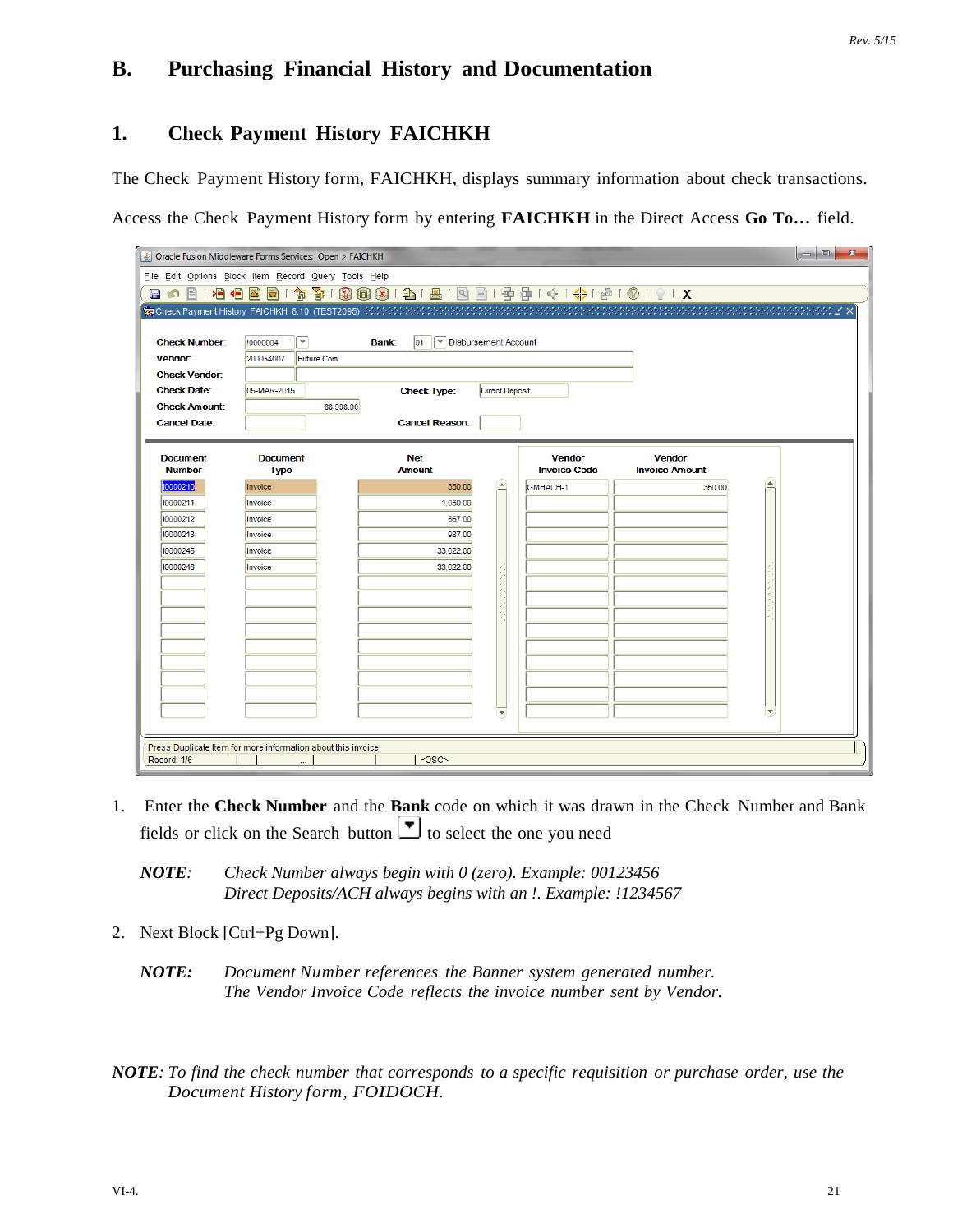## B. Purchasing Financial History and Documentation

### 1. Check Payment History FAICHKH

The Check Payment History form, FAICHKH, displays summary information about check transactions.

Access the Check Payment History form by entering **FAICHKH** in the Direct Access **Go To…** field.

1. Enter the **Check Number** and the **Bank** code on which it was drawn in the Check Number and Bank fields or click on the Search button to select the one you need

   ***NOTE**: Check Number always begin with 0 (zero). Example: 00123456*
   *Direct Deposits/ACH always begins with an !. Example: !1234567*

2. Next Block [Ctrl+Pg Down].

   ***NOTE:** Document Number references the Banner system generated number.*
   *The Vendor Invoice Code reflects the invoice number sent by Vendor.*

***NOTE**: To find the check number that corresponds to a specific requisition or purchase order, use the Document History form, FOIDOCH.*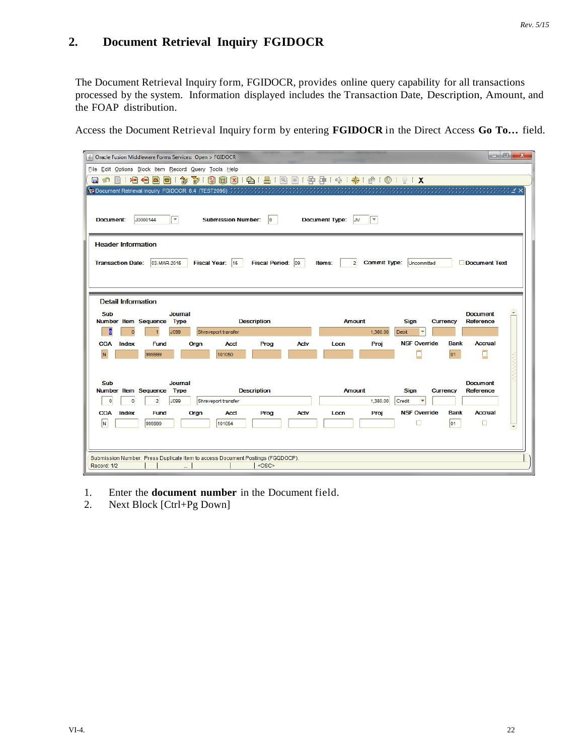## 2. Document Retrieval Inquiry FGIDOCR

The Document Retrieval Inquiry form, FGIDOCR, provides online query capability for all transactions processed by the system. Information displayed includes the Transaction Date, Description, Amount, and the FOAP distribution.

Access the Document Retrieval Inquiry form by entering **FGIDOCR** in the Direct Access **Go To…** field.

1. Enter the **document number** in the Document field.
2. Next Block [Ctrl+Pg Down]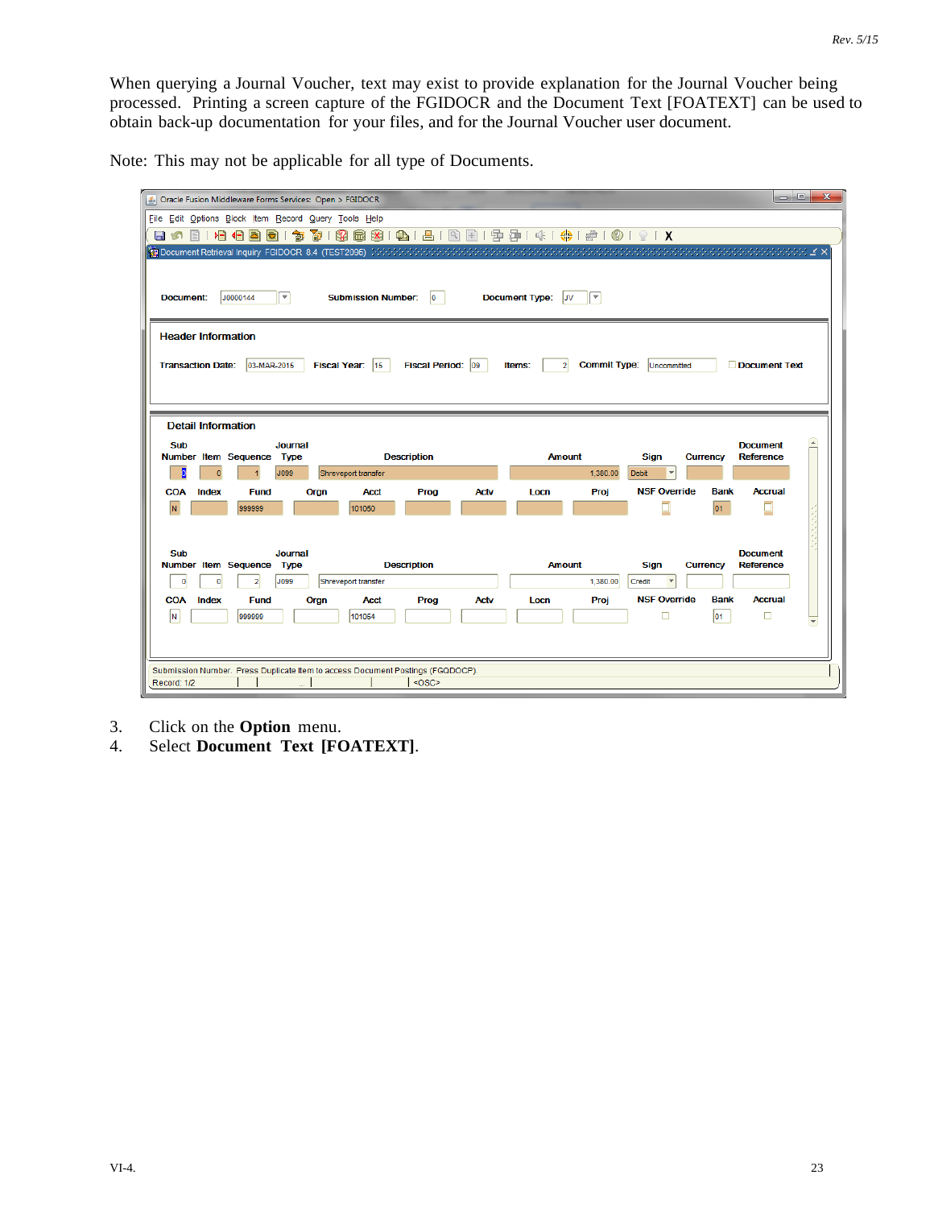When querying a Journal Voucher, text may exist to provide explanation for the Journal Voucher being processed. Printing a screen capture of the FGIDOCR and the Document Text [FOATEXT] can be used to obtain back-up documentation for your files, and for the Journal Voucher user document.

Note: This may not be applicable for all type of Documents.

3. Click on the **Option** menu.
4. Select **Document Text [FOATEXT]**.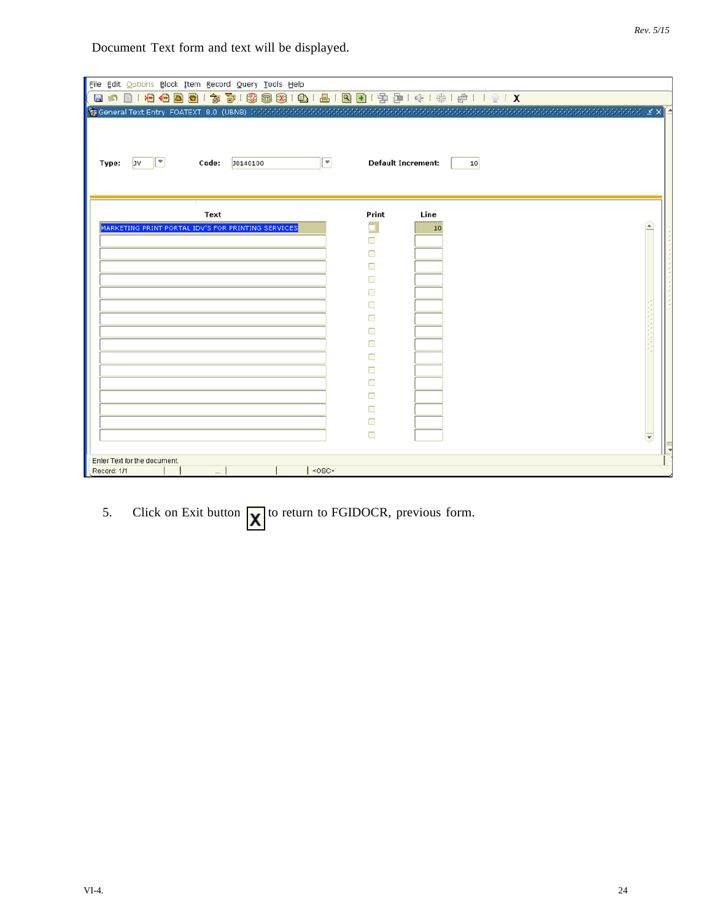Document Text form and text will be displayed.

File Edit Options Block Item Record Query Tools Help

General Text Entry FOATEXT 8.0 (UBN8)

Type: JV Code: J0140100 Default Increment: 10

| Text | Print | Line |
|---|---|---|
| MARKETING PRINT PORTAL IDV'S FOR PRINTING SERVICES | | 10 |

Enter Text for the document.

Record: 1/1 <OSC>

5. Click on Exit button **X** to return to FGIDOCR, previous form.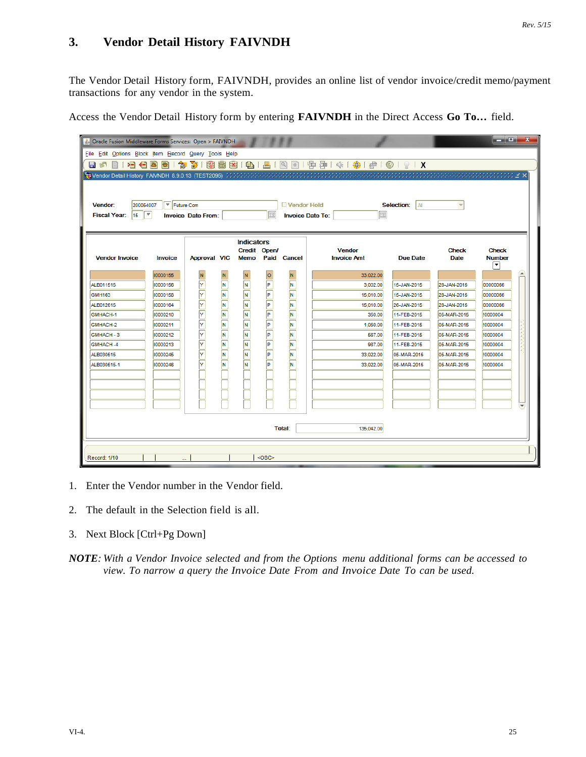## 3. Vendor Detail History FAIVNDH

The Vendor Detail History form, FAIVNDH, provides an online list of vendor invoice/credit memo/payment transactions for any vendor in the system.

Access the Vendor Detail History form by entering **FAIVNDH** in the Direct Access **Go To…** field.

1. Enter the Vendor number in the Vendor field.

2. The default in the Selection field is all.

3. Next Block [Ctrl+Pg Down]

***NOTE***: *With a Vendor Invoice selected and from the Options menu additional forms can be accessed to view. To narrow a query the Invoice Date From and Invoice Date To can be used.*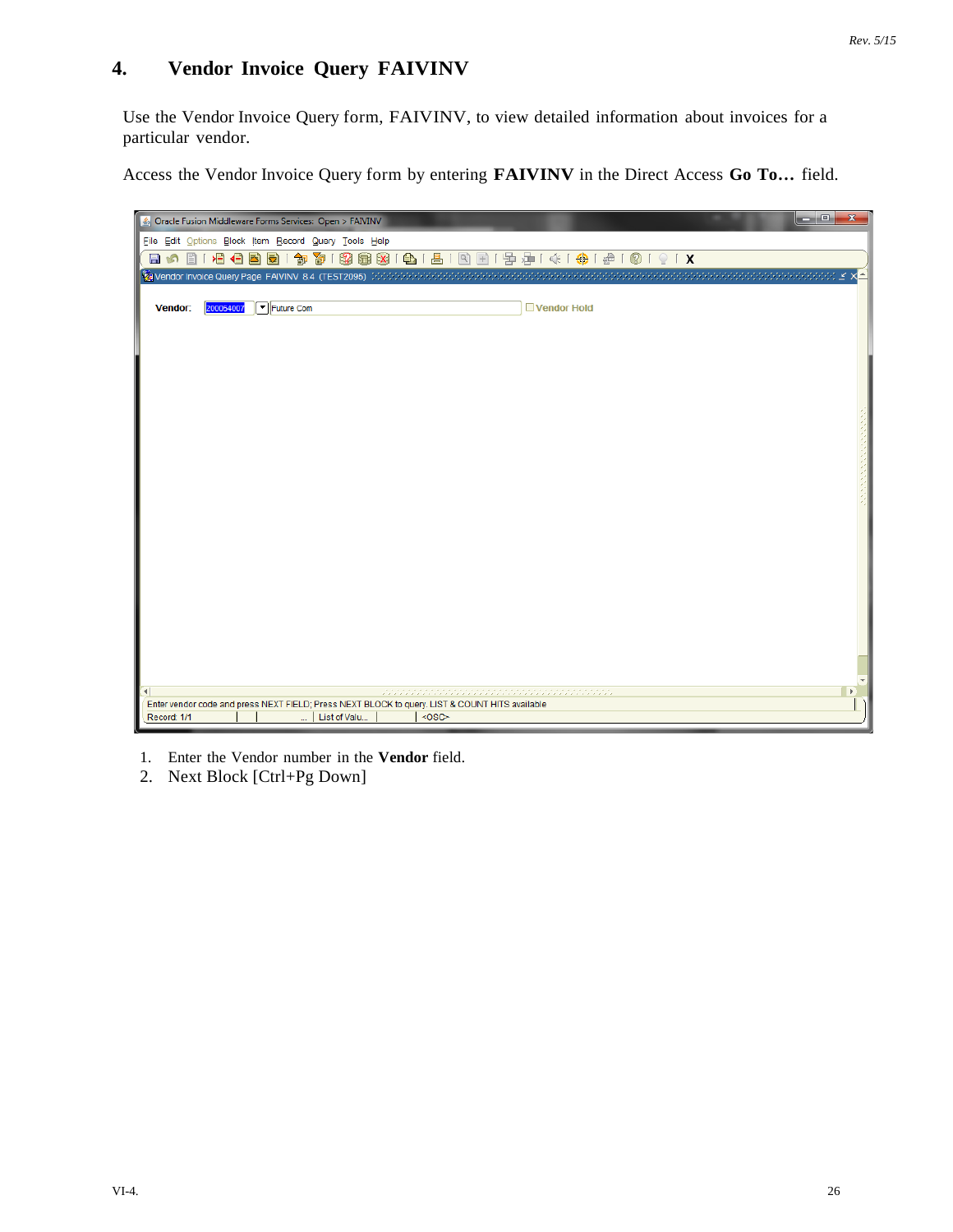## 4. Vendor Invoice Query FAIVINV

Use the Vendor Invoice Query form, FAIVINV, to view detailed information about invoices for a particular vendor.

Access the Vendor Invoice Query form by entering **FAIVINV** in the Direct Access **Go To…** field.

1. Enter the Vendor number in the **Vendor** field.
2. Next Block [Ctrl+Pg Down]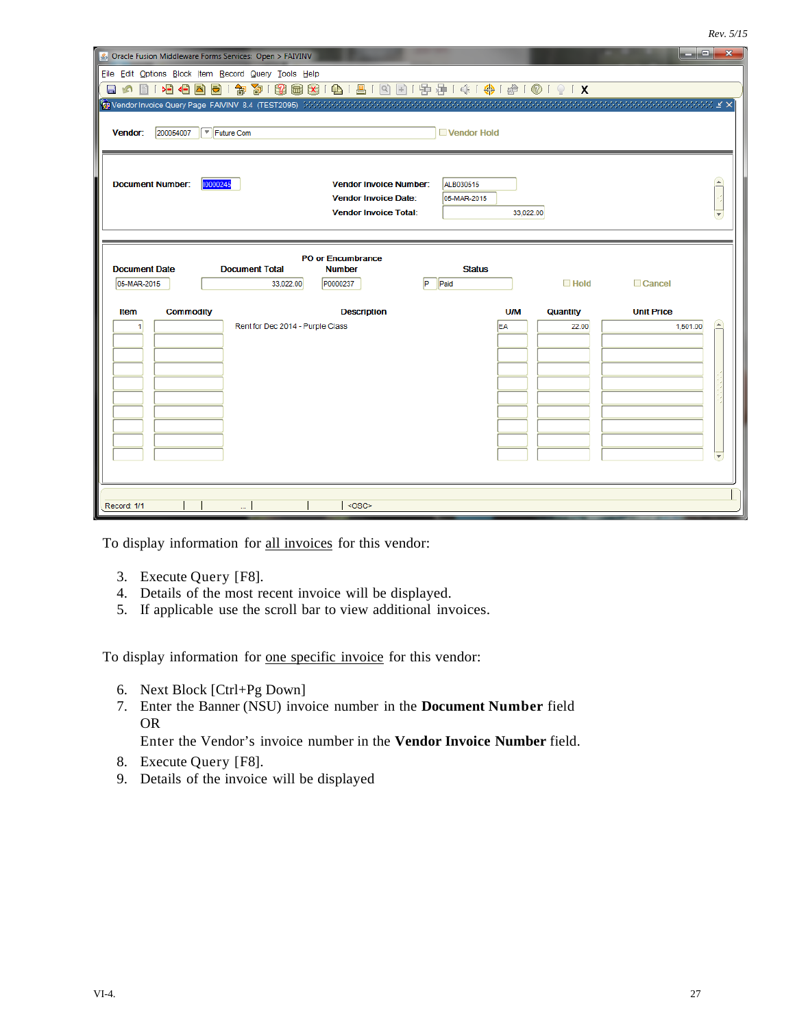To display information for <u>all invoices</u> for this vendor:

3. Execute Query [F8].
4. Details of the most recent invoice will be displayed.
5. If applicable use the scroll bar to view additional invoices.

To display information for <u>one specific invoice</u> for this vendor:

6. Next Block [Ctrl+Pg Down]
7. Enter the Banner (NSU) invoice number in the **Document Number** field
   OR
   Enter the Vendor's invoice number in the **Vendor Invoice Number** field.
8. Execute Query [F8].
9. Details of the invoice will be displayed